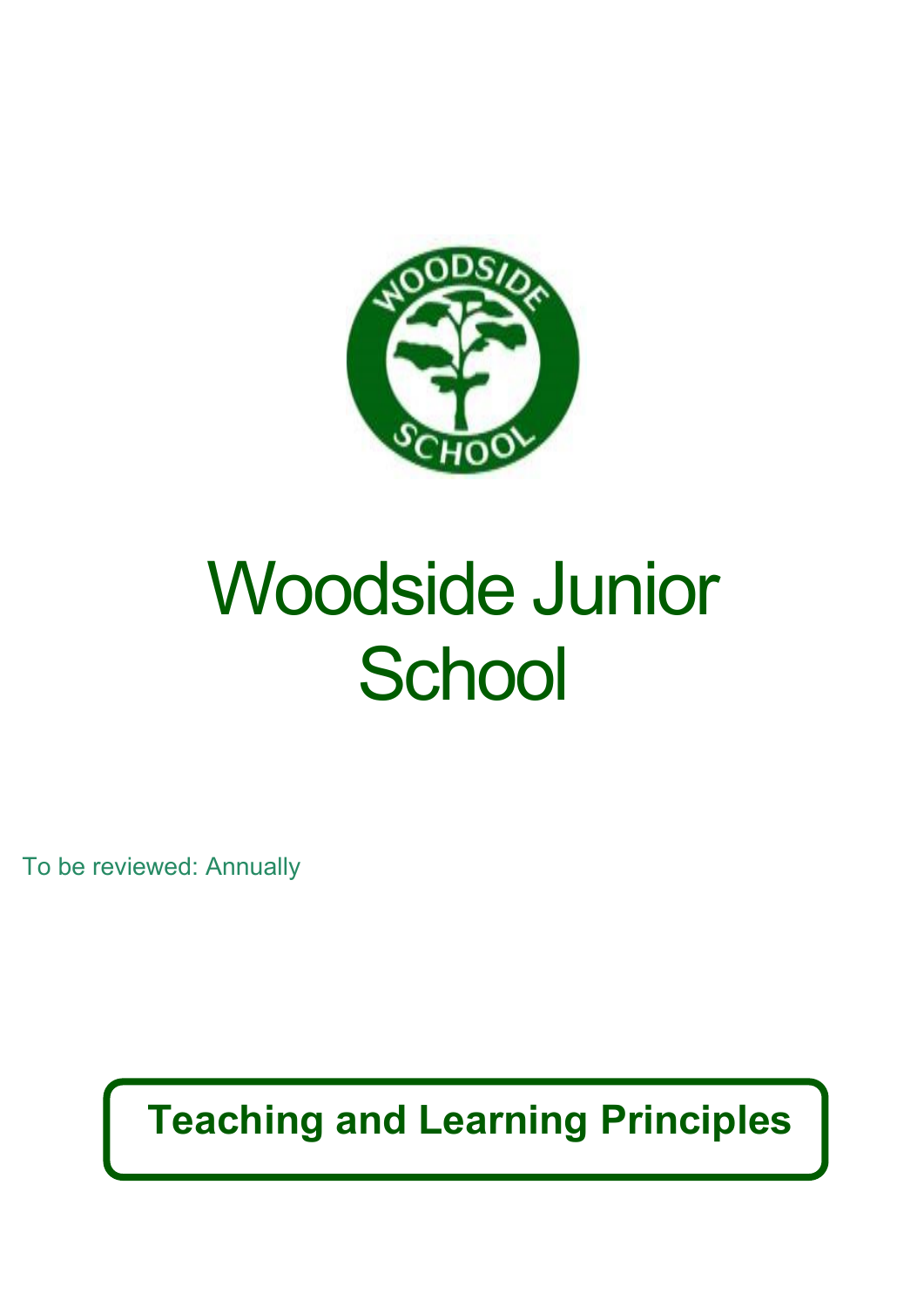# Woodside Junior School

To be reviewed: Annually

## Teaching and Learning Principles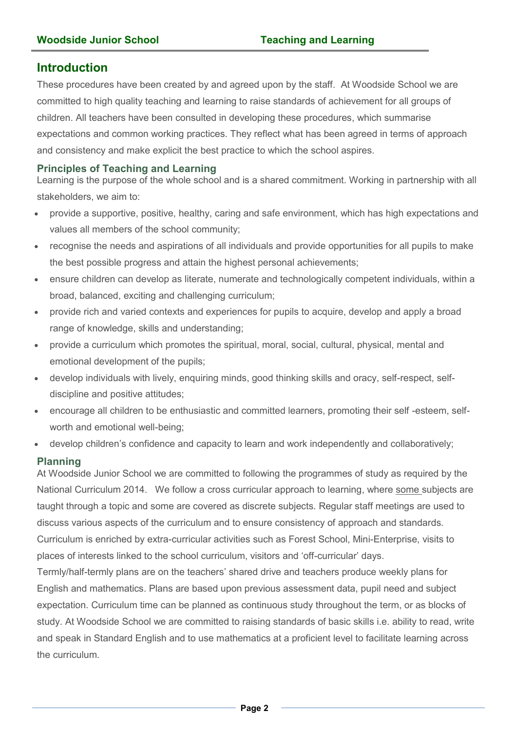## Introduction

These procedures have been created by and agreed upon by the staff. At Woodside School we are committed to high quality teaching and learning to raise standards of achievement for all groups of children. All teachers have been consulted in developing these procedures, which summarise expectations and common working practices. They reflect what has been agreed in terms of approach and consistency and make explicit the best practice to which the school aspires.

### Principles of Teaching and Learning

Learning is the purpose of the whole school and is a shared commitment. Working in partnership with all stakeholders, we aim to:

- provide a supportive, positive, healthy, caring and safe environment, which has high expectations and values all members of the school community;
- recognise the needs and aspirations of all individuals and provide opportunities for all pupils to make the best possible progress and attain the highest personal achievements;
- ensure children can develop as literate, numerate and technologically competent individuals, within a broad, balanced, exciting and challenging curriculum;
- provide rich and varied contexts and experiences for pupils to acquire, develop and apply a broad range of knowledge, skills and understanding;
- provide a curriculum which promotes the spiritual, moral, social, cultural, physical, mental and emotional development of the pupils;
- develop individuals with lively, enquiring minds, good thinking skills and oracy, self-respect, self-discipline and positive attitudes;
- encourage all children to be enthusiastic and committed learners, promoting their self -esteem, self-worth and emotional well-being;
- develop children's confidence and capacity to learn and work independently and collaboratively;

### Planning

At Woodside Junior School we are committed to following the programmes of study as required by the National Curriculum 2014. We follow a cross curricular approach to learning, where some subjects are taught through a topic and some are covered as discrete subjects. Regular staff meetings are used to discuss various aspects of the curriculum and to ensure consistency of approach and standards. Curriculum is enriched by extra-curricular activities such as Forest School, Mini-Enterprise, visits to places of interests linked to the school curriculum, visitors and 'off-curricular' days.

Termly/half-termly plans are on the teachers' shared drive and teachers produce weekly plans for English and mathematics. Plans are based upon previous assessment data, pupil need and subject expectation. Curriculum time can be planned as continuous study throughout the term, or as blocks of study. At Woodside School we are committed to raising standards of basic skills i.e. ability to read, write and speak in Standard English and to use mathematics at a proficient level to facilitate learning across the curriculum.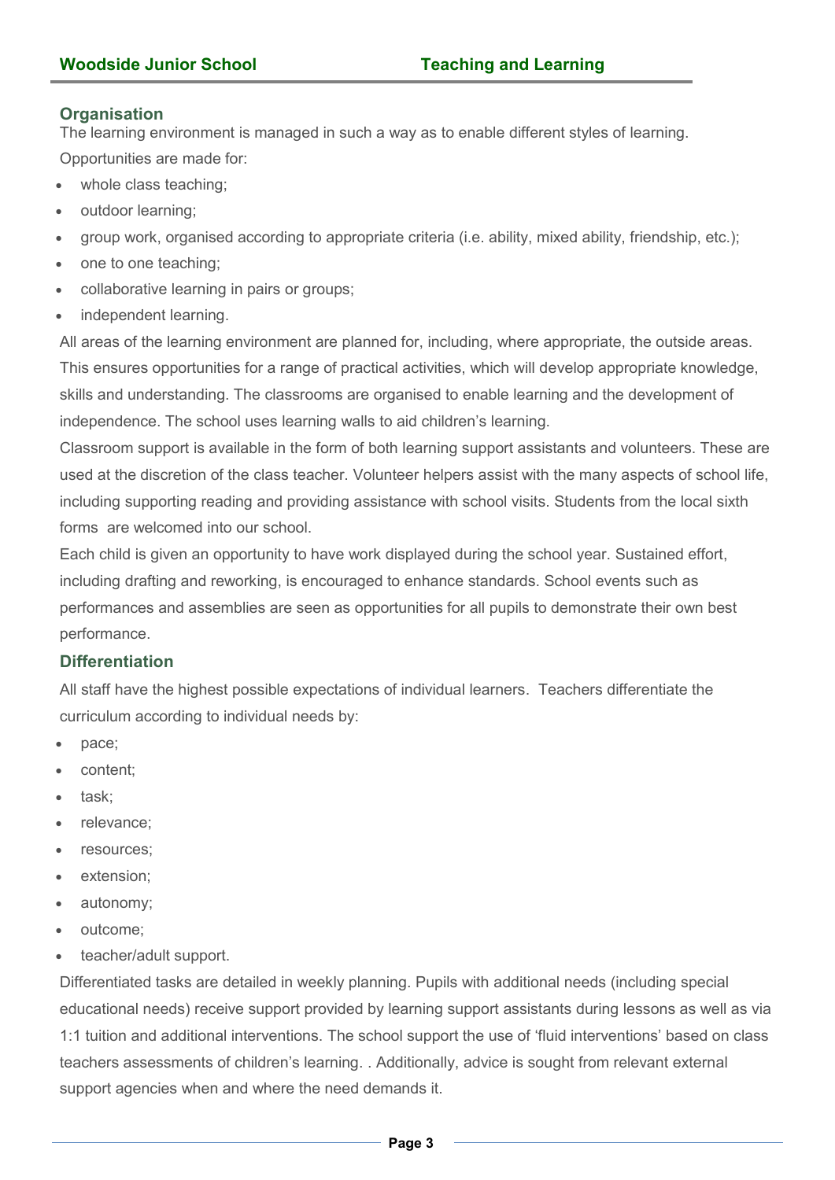## Organisation

The learning environment is managed in such a way as to enable different styles of learning. Opportunities are made for:

- whole class teaching;
- outdoor learning;
- group work, organised according to appropriate criteria (i.e. ability, mixed ability, friendship, etc.);
- one to one teaching;
- collaborative learning in pairs or groups;
- independent learning.

All areas of the learning environment are planned for, including, where appropriate, the outside areas. This ensures opportunities for a range of practical activities, which will develop appropriate knowledge, skills and understanding. The classrooms are organised to enable learning and the development of independence. The school uses learning walls to aid children's learning.

Classroom support is available in the form of both learning support assistants and volunteers. These are used at the discretion of the class teacher. Volunteer helpers assist with the many aspects of school life, including supporting reading and providing assistance with school visits. Students from the local sixth forms are welcomed into our school.

Each child is given an opportunity to have work displayed during the school year. Sustained effort, including drafting and reworking, is encouraged to enhance standards. School events such as performances and assemblies are seen as opportunities for all pupils to demonstrate their own best performance.

## Differentiation

All staff have the highest possible expectations of individual learners. Teachers differentiate the curriculum according to individual needs by:

- pace;
- content;
- task;
- relevance;
- resources;
- extension;
- autonomy;
- outcome;
- teacher/adult support.

Differentiated tasks are detailed in weekly planning. Pupils with additional needs (including special educational needs) receive support provided by learning support assistants during lessons as well as via 1:1 tuition and additional interventions. The school support the use of 'fluid interventions' based on class teachers assessments of children's learning. . Additionally, advice is sought from relevant external support agencies when and where the need demands it.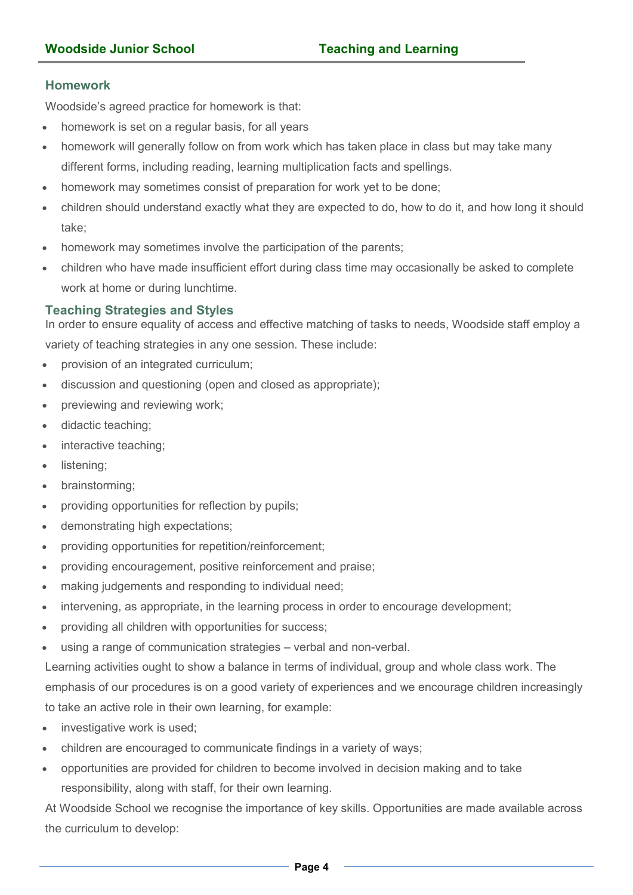## Homework

Woodside's agreed practice for homework is that:

- homework is set on a regular basis, for all years
- homework will generally follow on from work which has taken place in class but may take many different forms, including reading, learning multiplication facts and spellings.
- homework may sometimes consist of preparation for work yet to be done;
- children should understand exactly what they are expected to do, how to do it, and how long it should take;
- homework may sometimes involve the participation of the parents;
- children who have made insufficient effort during class time may occasionally be asked to complete work at home or during lunchtime.

## Teaching Strategies and Styles

In order to ensure equality of access and effective matching of tasks to needs, Woodside staff employ a variety of teaching strategies in any one session. These include:

- provision of an integrated curriculum;
- discussion and questioning (open and closed as appropriate);
- previewing and reviewing work;
- didactic teaching;
- interactive teaching;
- listening;
- brainstorming;
- providing opportunities for reflection by pupils;
- demonstrating high expectations;
- providing opportunities for repetition/reinforcement;
- providing encouragement, positive reinforcement and praise;
- making judgements and responding to individual need;
- intervening, as appropriate, in the learning process in order to encourage development;
- providing all children with opportunities for success;
- using a range of communication strategies – verbal and non-verbal.

Learning activities ought to show a balance in terms of individual, group and whole class work. The emphasis of our procedures is on a good variety of experiences and we encourage children increasingly to take an active role in their own learning, for example:

- investigative work is used;
- children are encouraged to communicate findings in a variety of ways;
- opportunities are provided for children to become involved in decision making and to take responsibility, along with staff, for their own learning.

At Woodside School we recognise the importance of key skills. Opportunities are made available across the curriculum to develop: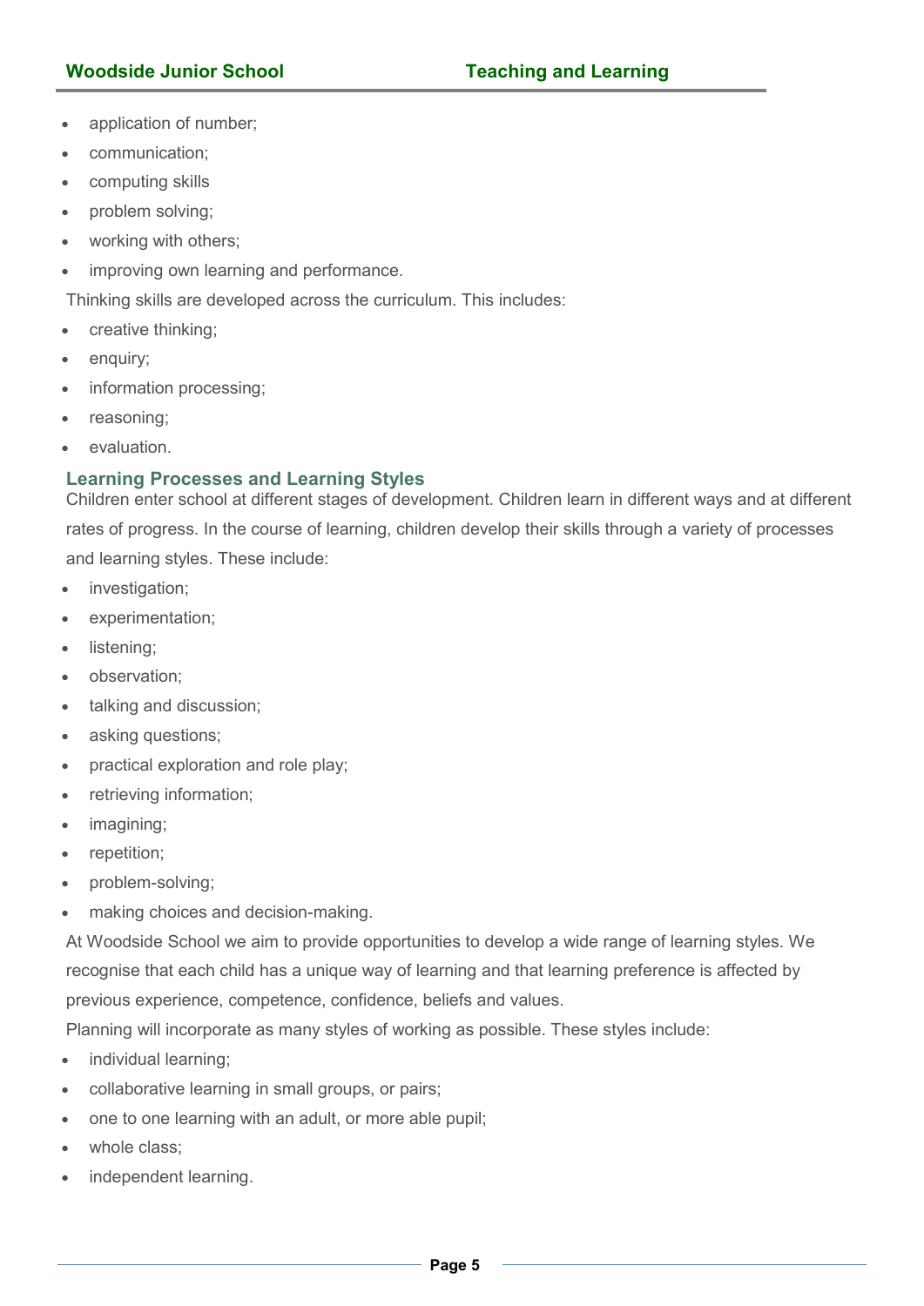- application of number;
- communication;
- computing skills
- problem solving;
- working with others;
- improving own learning and performance.

Thinking skills are developed across the curriculum. This includes:

- creative thinking;
- enquiry;
- information processing;
- reasoning;
- evaluation.

### Learning Processes and Learning Styles

Children enter school at different stages of development. Children learn in different ways and at different rates of progress. In the course of learning, children develop their skills through a variety of processes and learning styles. These include:

- investigation;
- experimentation;
- listening;
- observation;
- talking and discussion;
- asking questions;
- practical exploration and role play;
- retrieving information;
- imagining;
- repetition;
- problem-solving;
- making choices and decision-making.

At Woodside School we aim to provide opportunities to develop a wide range of learning styles. We recognise that each child has a unique way of learning and that learning preference is affected by previous experience, competence, confidence, beliefs and values.

Planning will incorporate as many styles of working as possible. These styles include:

- individual learning;
- collaborative learning in small groups, or pairs;
- one to one learning with an adult, or more able pupil;
- whole class;
- independent learning.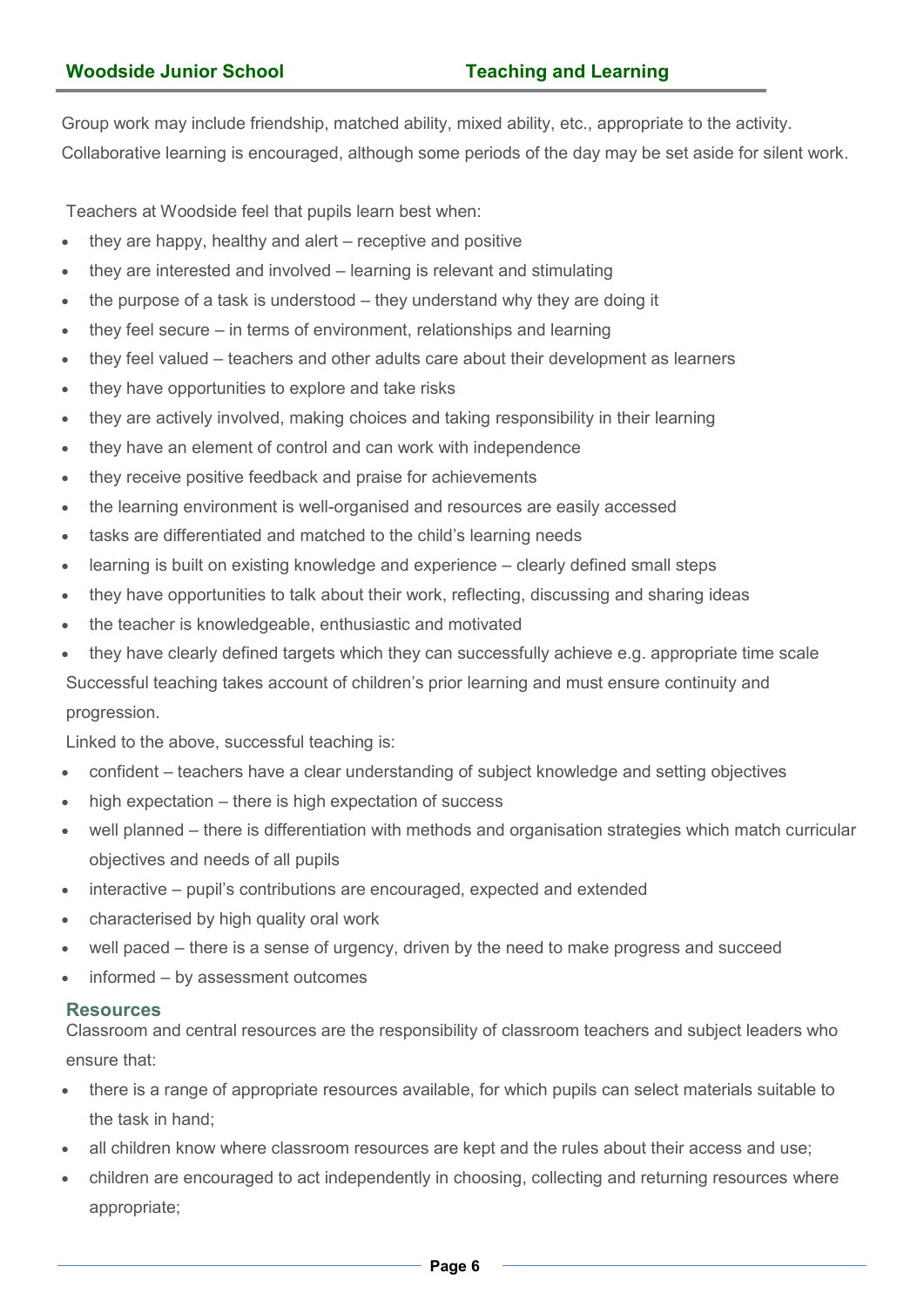Group work may include friendship, matched ability, mixed ability, etc., appropriate to the activity. Collaborative learning is encouraged, although some periods of the day may be set aside for silent work.

Teachers at Woodside feel that pupils learn best when:

- they are happy, healthy and alert – receptive and positive
- they are interested and involved – learning is relevant and stimulating
- the purpose of a task is understood – they understand why they are doing it
- they feel secure – in terms of environment, relationships and learning
- they feel valued – teachers and other adults care about their development as learners
- they have opportunities to explore and take risks
- they are actively involved, making choices and taking responsibility in their learning
- they have an element of control and can work with independence
- they receive positive feedback and praise for achievements
- the learning environment is well-organised and resources are easily accessed
- tasks are differentiated and matched to the child's learning needs
- learning is built on existing knowledge and experience – clearly defined small steps
- they have opportunities to talk about their work, reflecting, discussing and sharing ideas
- the teacher is knowledgeable, enthusiastic and motivated
- they have clearly defined targets which they can successfully achieve e.g. appropriate time scale

Successful teaching takes account of children's prior learning and must ensure continuity and progression.

Linked to the above, successful teaching is:

- confident – teachers have a clear understanding of subject knowledge and setting objectives
- high expectation – there is high expectation of success
- well planned – there is differentiation with methods and organisation strategies which match curricular objectives and needs of all pupils
- interactive – pupil's contributions are encouraged, expected and extended
- characterised by high quality oral work
- well paced – there is a sense of urgency, driven by the need to make progress and succeed
- informed – by assessment outcomes

## Resources

Classroom and central resources are the responsibility of classroom teachers and subject leaders who ensure that:

- there is a range of appropriate resources available, for which pupils can select materials suitable to the task in hand;
- all children know where classroom resources are kept and the rules about their access and use;
- children are encouraged to act independently in choosing, collecting and returning resources where appropriate;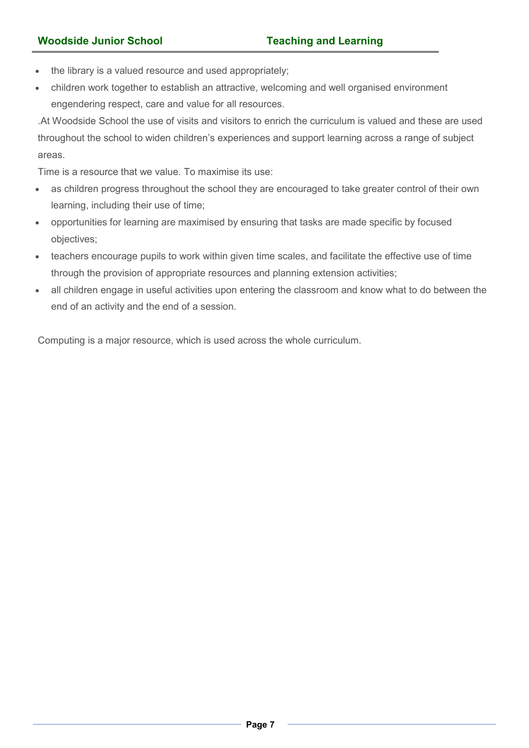- the library is a valued resource and used appropriately;
- children work together to establish an attractive, welcoming and well organised environment engendering respect, care and value for all resources.

.At Woodside School the use of visits and visitors to enrich the curriculum is valued and these are used throughout the school to widen children's experiences and support learning across a range of subject areas.

Time is a resource that we value. To maximise its use:

- as children progress throughout the school they are encouraged to take greater control of their own learning, including their use of time;
- opportunities for learning are maximised by ensuring that tasks are made specific by focused objectives;
- teachers encourage pupils to work within given time scales, and facilitate the effective use of time through the provision of appropriate resources and planning extension activities;
- all children engage in useful activities upon entering the classroom and know what to do between the end of an activity and the end of a session.

Computing is a major resource, which is used across the whole curriculum.